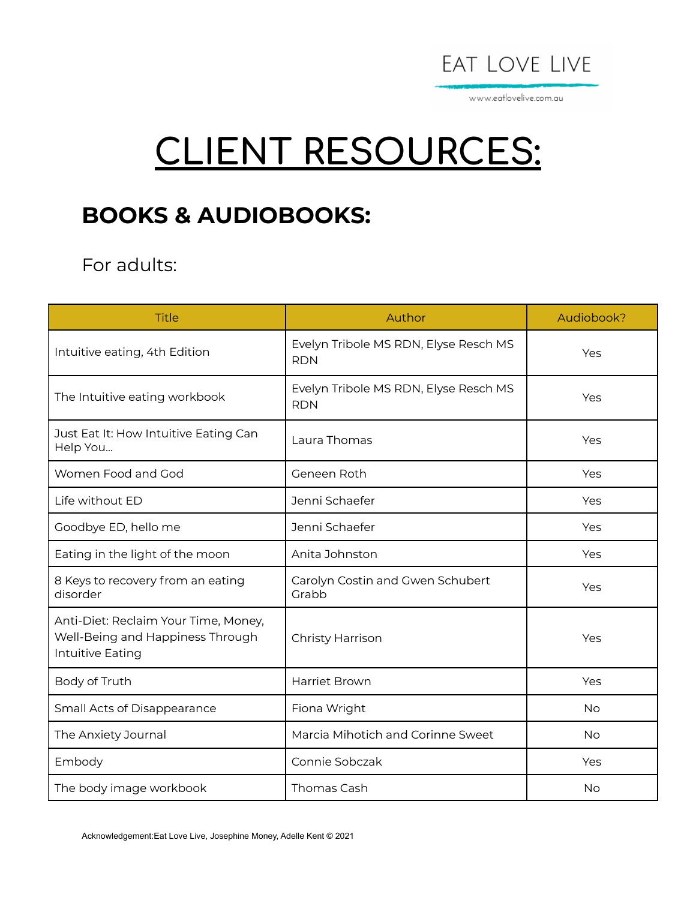EAT LOVE LIVE

www.eatlovelive.com.au

# CLIENT RESOURCES:

## BOOKS & AUDIOBOOKS:

For adults:

| Title | Author | Audiobook? |
|---|---|---|
| Intuitive eating, 4th Edition | Evelyn Tribole MS RDN, Elyse Resch MS RDN | Yes |
| The Intuitive eating workbook | Evelyn Tribole MS RDN, Elyse Resch MS RDN | Yes |
| Just Eat It: How Intuitive Eating Can Help You... | Laura Thomas | Yes |
| Women Food and God | Geneen Roth | Yes |
| Life without ED | Jenni Schaefer | Yes |
| Goodbye ED, hello me | Jenni Schaefer | Yes |
| Eating in the light of the moon | Anita Johnston | Yes |
| 8 Keys to recovery from an eating disorder | Carolyn Costin and Gwen Schubert Grabb | Yes |
| Anti-Diet: Reclaim Your Time, Money, Well-Being and Happiness Through Intuitive Eating | Christy Harrison | Yes |
| Body of Truth | Harriet Brown | Yes |
| Small Acts of Disappearance | Fiona Wright | No |
| The Anxiety Journal | Marcia Mihotich and Corinne Sweet | No |
| Embody | Connie Sobczak | Yes |
| The body image workbook | Thomas Cash | No |

Acknowledgement:Eat Love Live, Josephine Money, Adelle Kent © 2021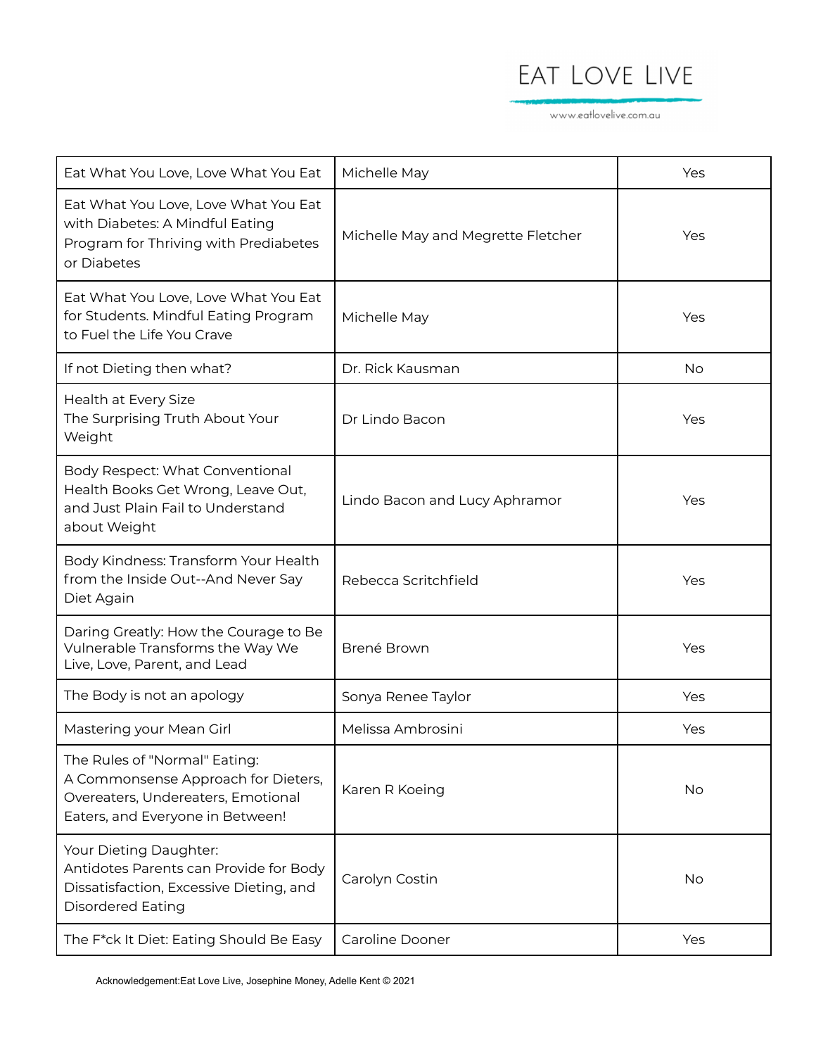| Eat What You Love, Love What You Eat | Michelle May | Yes |
|---|---|---|
| Eat What You Love, Love What You Eat with Diabetes: A Mindful Eating Program for Thriving with Prediabetes or Diabetes | Michelle May and Megrette Fletcher | Yes |
| Eat What You Love, Love What You Eat for Students. Mindful Eating Program to Fuel the Life You Crave | Michelle May | Yes |
| If not Dieting then what? | Dr. Rick Kausman | No |
| Health at Every Size The Surprising Truth About Your Weight | Dr Lindo Bacon | Yes |
| Body Respect: What Conventional Health Books Get Wrong, Leave Out, and Just Plain Fail to Understand about Weight | Lindo Bacon and Lucy Aphramor | Yes |
| Body Kindness: Transform Your Health from the Inside Out--And Never Say Diet Again | Rebecca Scritchfield | Yes |
| Daring Greatly: How the Courage to Be Vulnerable Transforms the Way We Live, Love, Parent, and Lead | Brené Brown | Yes |
| The Body is not an apology | Sonya Renee Taylor | Yes |
| Mastering your Mean Girl | Melissa Ambrosini | Yes |
| The Rules of "Normal" Eating: A Commonsense Approach for Dieters, Overeaters, Undereaters, Emotional Eaters, and Everyone in Between! | Karen R Koeing | No |
| Your Dieting Daughter: Antidotes Parents can Provide for Body Dissatisfaction, Excessive Dieting, and Disordered Eating | Carolyn Costin | No |
| The F*ck It Diet: Eating Should Be Easy | Caroline Dooner | Yes |

Acknowledgement:Eat Love Live, Josephine Money, Adelle Kent © 2021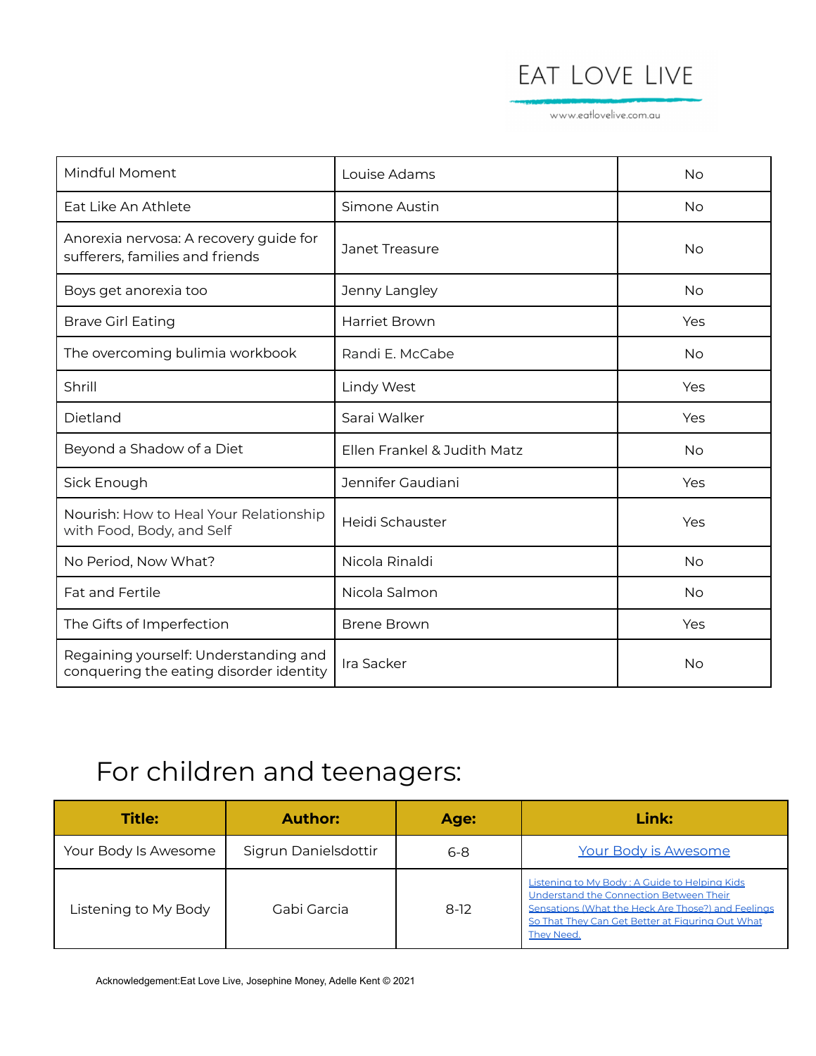| Mindful Moment | Louise Adams | No |
|---|---|---|
| Eat Like An Athlete | Simone Austin | No |
| Anorexia nervosa: A recovery guide for sufferers, families and friends | Janet Treasure | No |
| Boys get anorexia too | Jenny Langley | No |
| Brave Girl Eating | Harriet Brown | Yes |
| The overcoming bulimia workbook | Randi E. McCabe | No |
| Shrill | Lindy West | Yes |
| Dietland | Sarai Walker | Yes |
| Beyond a Shadow of a Diet | Ellen Frankel & Judith Matz | No |
| Sick Enough | Jennifer Gaudiani | Yes |
| Nourish: How to Heal Your Relationship with Food, Body, and Self | Heidi Schauster | Yes |
| No Period, Now What? | Nicola Rinaldi | No |
| Fat and Fertile | Nicola Salmon | No |
| The Gifts of Imperfection | Brene Brown | Yes |
| Regaining yourself: Understanding and conquering the eating disorder identity | Ira Sacker | No |

## For children and teenagers:

| Title: | Author: | Age: | Link: |
|---|---|---|---|
| Your Body Is Awesome | Sigrun Danielsdottir | 6-8 | Your Body is Awesome |
| Listening to My Body | Gabi Garcia | 8-12 | Listening to My Body : A Guide to Helping Kids Understand the Connection Between Their Sensations (What the Heck Are Those?) and Feelings So That They Can Get Better at Figuring Out What They Need. |

Acknowledgement:Eat Love Live, Josephine Money, Adelle Kent © 2021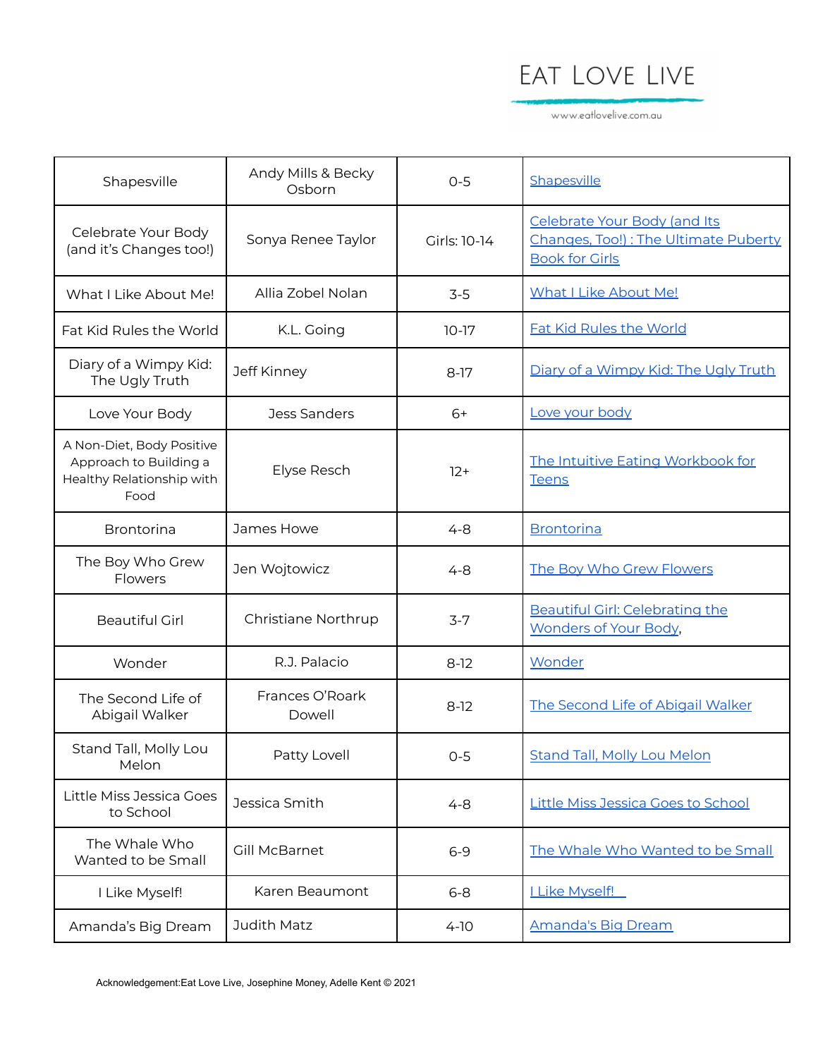| | | | |
|---|---|---|---|
| Shapesville | Andy Mills & Becky Osborn | 0-5 | Shapesville |
| Celebrate Your Body (and it's Changes too!) | Sonya Renee Taylor | Girls: 10-14 | Celebrate Your Body (and Its Changes, Too!) : The Ultimate Puberty Book for Girls |
| What I Like About Me! | Allia Zobel Nolan | 3-5 | What I Like About Me! |
| Fat Kid Rules the World | K.L. Going | 10-17 | Fat Kid Rules the World |
| Diary of a Wimpy Kid: The Ugly Truth | Jeff Kinney | 8-17 | Diary of a Wimpy Kid: The Ugly Truth |
| Love Your Body | Jess Sanders | 6+ | Love your body |
| A Non-Diet, Body Positive Approach to Building a Healthy Relationship with Food | Elyse Resch | 12+ | The Intuitive Eating Workbook for Teens |
| Brontorina | James Howe | 4-8 | Brontorina |
| The Boy Who Grew Flowers | Jen Wojtowicz | 4-8 | The Boy Who Grew Flowers |
| Beautiful Girl | Christiane Northrup | 3-7 | Beautiful Girl: Celebrating the Wonders of Your Body, |
| Wonder | R.J. Palacio | 8-12 | Wonder |
| The Second Life of Abigail Walker | Frances O'Roark Dowell | 8-12 | The Second Life of Abigail Walker |
| Stand Tall, Molly Lou Melon | Patty Lovell | 0-5 | Stand Tall, Molly Lou Melon |
| Little Miss Jessica Goes to School | Jessica Smith | 4-8 | Little Miss Jessica Goes to School |
| The Whale Who Wanted to be Small | Gill McBarnet | 6-9 | The Whale Who Wanted to be Small |
| I Like Myself! | Karen Beaumont | 6-8 | I Like Myself! |
| Amanda's Big Dream | Judith Matz | 4-10 | Amanda's Big Dream |

Acknowledgement:Eat Love Live, Josephine Money, Adelle Kent © 2021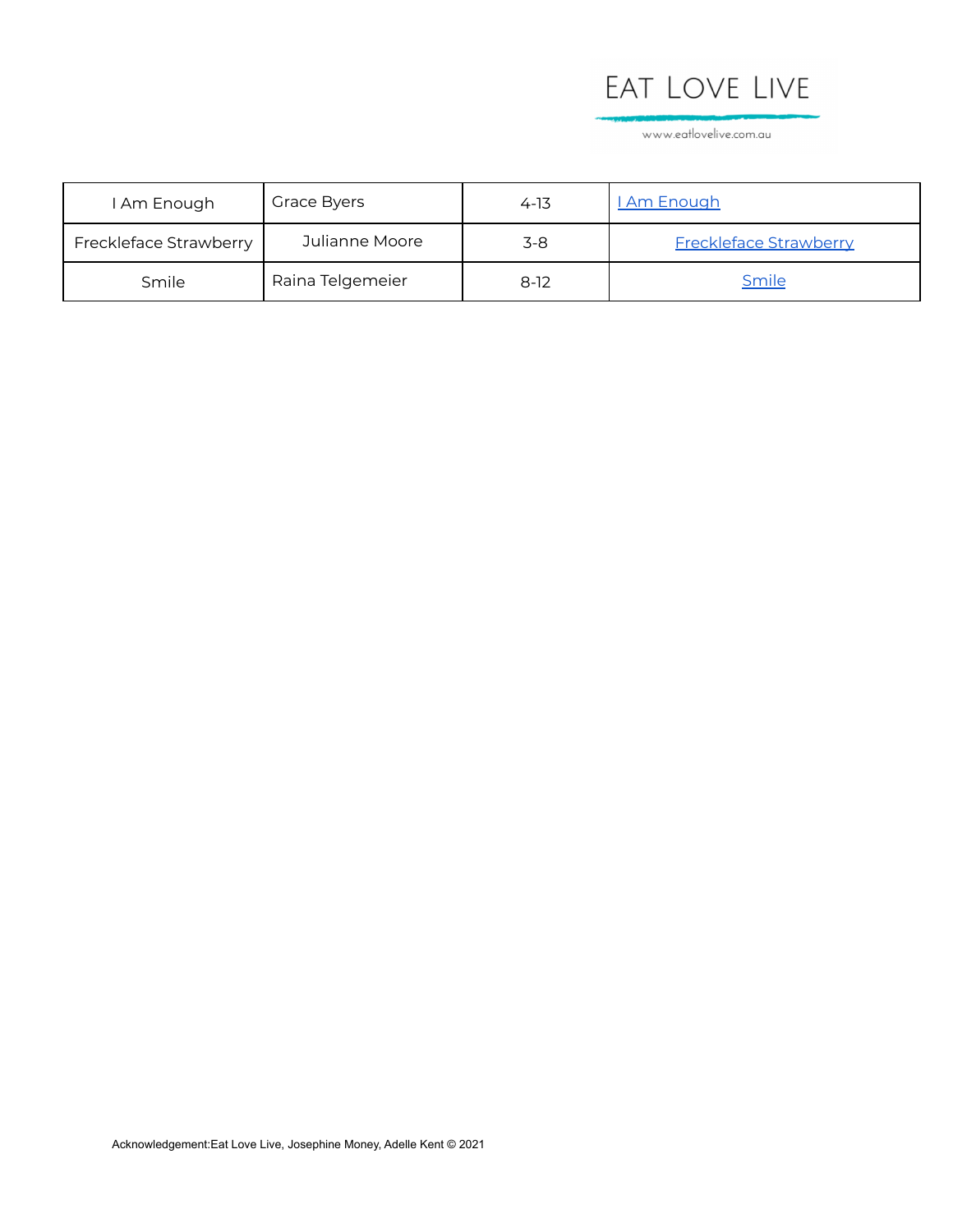| | | | |
|---|---|---|---|
| I Am Enough | Grace Byers | 4-13 | I Am Enough |
| Freckleface Strawberry | Julianne Moore | 3-8 | Freckleface Strawberry |
| Smile | Raina Telgemeier | 8-12 | Smile |

Acknowledgement:Eat Love Live, Josephine Money, Adelle Kent © 2021